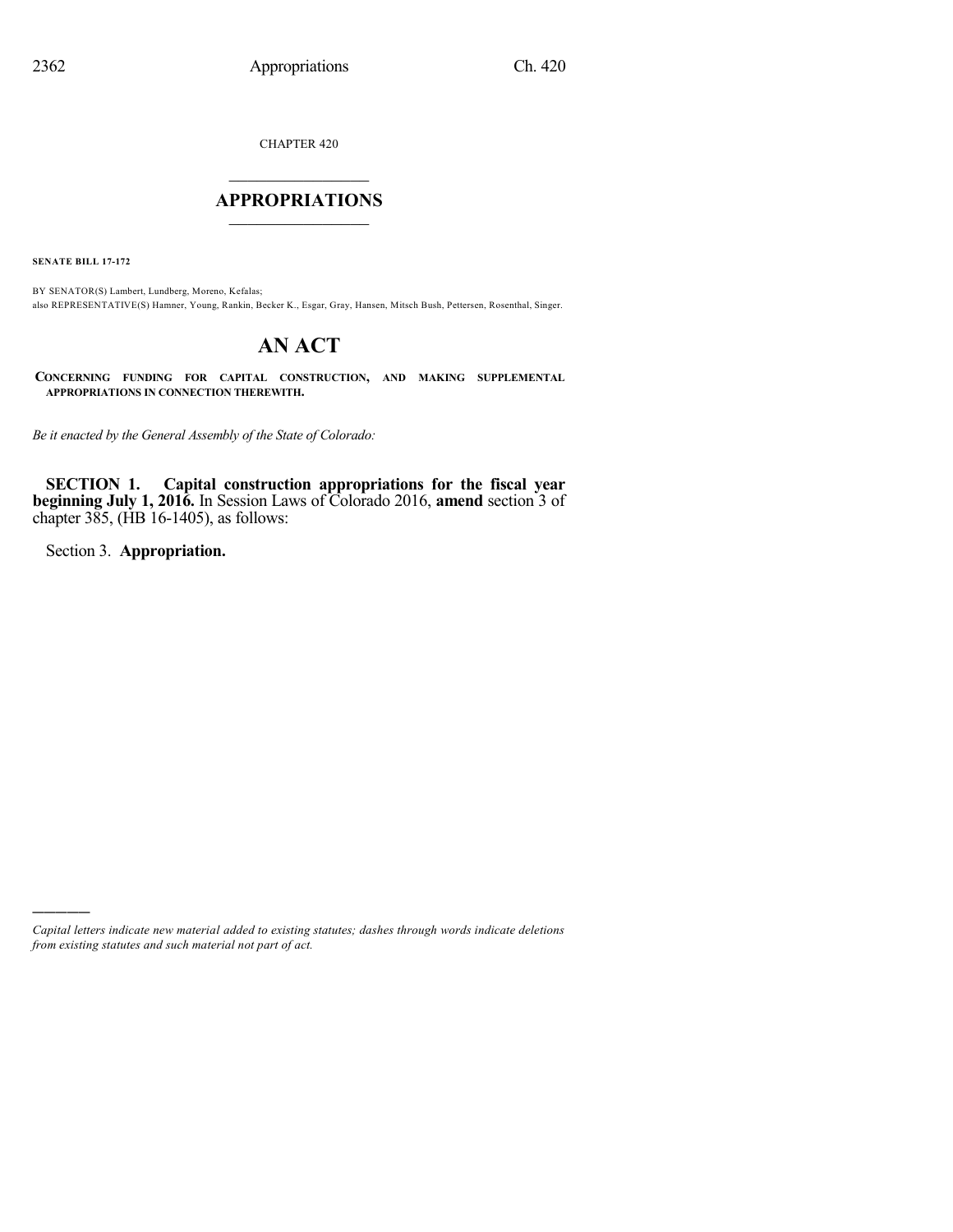CHAPTER 420

# APPROPRIATIONS

**SENATE BILL 17-172**

BY SENATOR(S) Lambert, Lundberg, Moreno, Kefalas;
also REPRESENTATIVE(S) Hamner, Young, Rankin, Becker K., Esgar, Gray, Hansen, Mitsch Bush, Pettersen, Rosenthal, Singer.

# AN ACT

**CONCERNING FUNDING FOR CAPITAL CONSTRUCTION, AND MAKING SUPPLEMENTAL APPROPRIATIONS IN CONNECTION THEREWITH.**

*Be it enacted by the General Assembly of the State of Colorado:*

**SECTION 1. Capital construction appropriations for the fiscal year beginning July 1, 2016.** In Session Laws of Colorado 2016, **amend** section 3 of chapter 385, (HB 16-1405), as follows:

Section 3. **Appropriation.**

---

*Capital letters indicate new material added to existing statutes; dashes through words indicate deletions from existing statutes and such material not part of act.*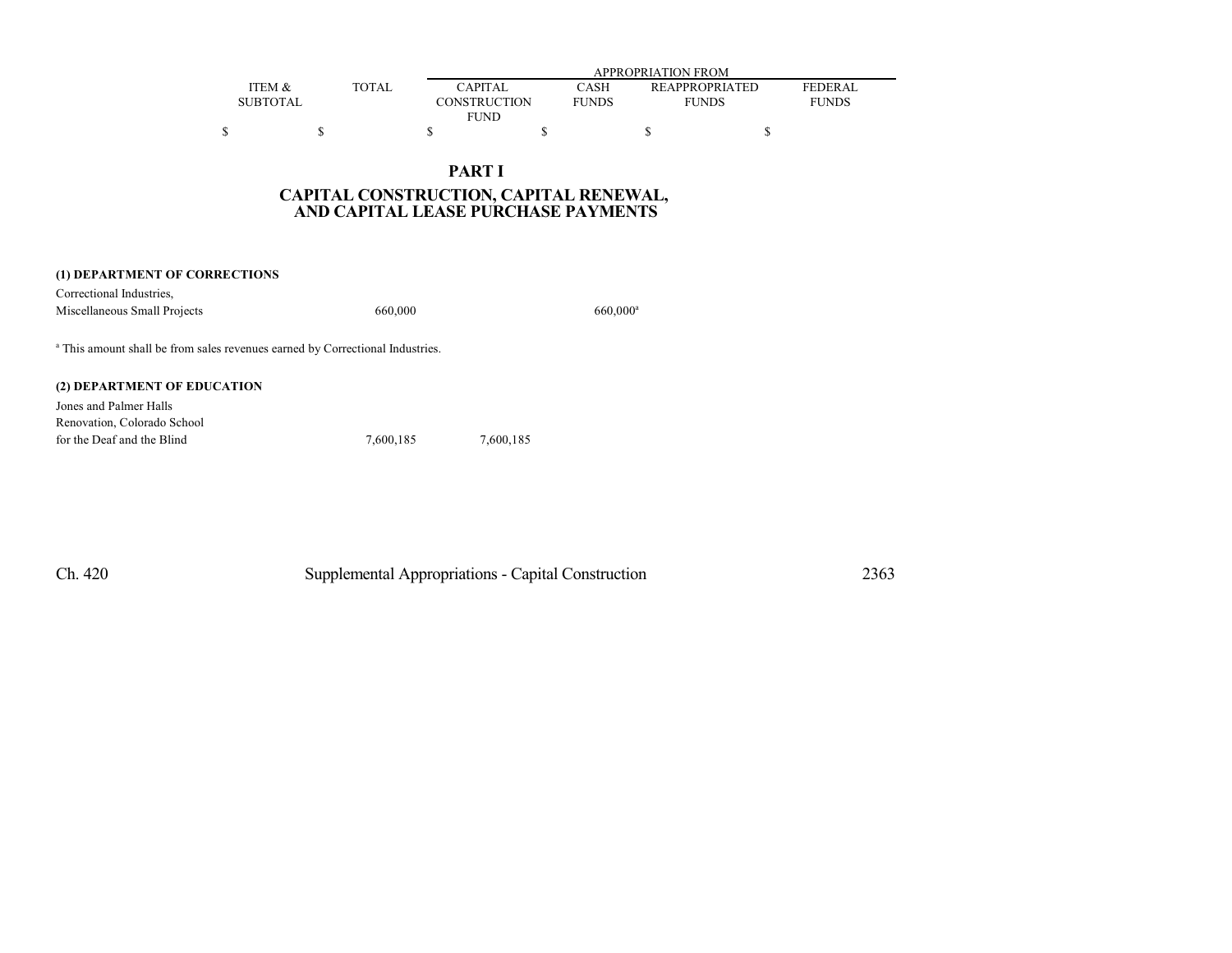| | ITEM & SUBTOTAL | TOTAL | APPROPRIATION FROM | | | |
|---|---|---|---|---|---|---|
| | | | CAPITAL CONSTRUCTION FUND | CASH FUNDS | REAPPROPRIATED FUNDS | FEDERAL FUNDS |
| | $ | $ | $ | $ | $ | $ |

## PART I

## CAPITAL CONSTRUCTION, CAPITAL RENEWAL, AND CAPITAL LEASE PURCHASE PAYMENTS

| | ITEM & SUBTOTAL | TOTAL | CAPITAL CONSTRUCTION FUND | CASH FUNDS | REAPPROPRIATED FUNDS | FEDERAL FUNDS |
|---|---|---|---|---|---|---|
| **(1) DEPARTMENT OF CORRECTIONS** | | | | | | |
| Correctional Industries, Miscellaneous Small Projects | | 660,000 | | 660,000[a] | | |

[a] This amount shall be from sales revenues earned by Correctional Industries.

| | ITEM & SUBTOTAL | TOTAL | CAPITAL CONSTRUCTION FUND | CASH FUNDS | REAPPROPRIATED FUNDS | FEDERAL FUNDS |
|---|---|---|---|---|---|---|
| **(2) DEPARTMENT OF EDUCATION** | | | | | | |
| Jones and Palmer Halls Renovation, Colorado School for the Deaf and the Blind | | 7,600,185 | 7,600,185 | | | |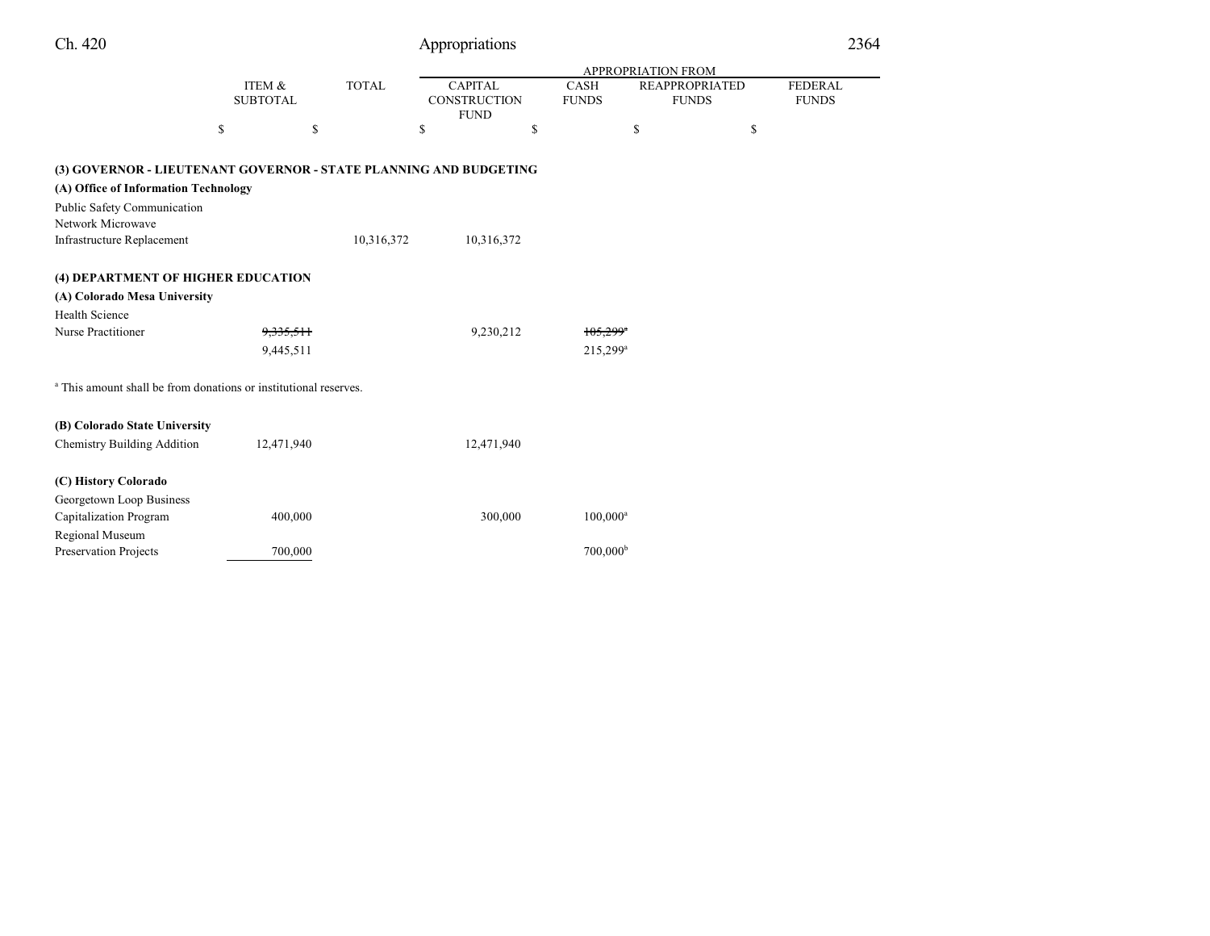| | ITEM & SUBTOTAL | TOTAL | APPROPRIATION FROM | | | |
|---|---|---|---|---|---|---|
| | | | CAPITAL CONSTRUCTION FUND | CASH FUNDS | REAPPROPRIATED FUNDS | FEDERAL FUNDS |
| | $ | $ | $ | $ | $ | $ |
| **(3) GOVERNOR - LIEUTENANT GOVERNOR - STATE PLANNING AND BUDGETING** | | | | | | |
| **(A) Office of Information Technology** | | | | | | |
| Public Safety Communication Network Microwave Infrastructure Replacement | | 10,316,372 | 10,316,372 | | | |
| **(4) DEPARTMENT OF HIGHER EDUCATION** | | | | | | |
| **(A) Colorado Mesa University** | | | | | | |
| Health Science Nurse Practitioner | ~~9,335,511~~ 9,445,511 | | 9,230,212 | ~~105,299~~[a] 215,299[a] | | |

[a] This amount shall be from donations or institutional reserves.

| | ITEM & SUBTOTAL | TOTAL | CAPITAL CONSTRUCTION FUND | CASH FUNDS | REAPPROPRIATED FUNDS | FEDERAL FUNDS |
|---|---|---|---|---|---|---|
| **(B) Colorado State University** | | | | | | |
| Chemistry Building Addition | 12,471,940 | | 12,471,940 | | | |
| **(C) History Colorado** | | | | | | |
| Georgetown Loop Business Capitalization Program | 400,000 | | 300,000 | 100,000[a] | | |
| Regional Museum Preservation Projects | 700,000 | | | 700,000[b] | | |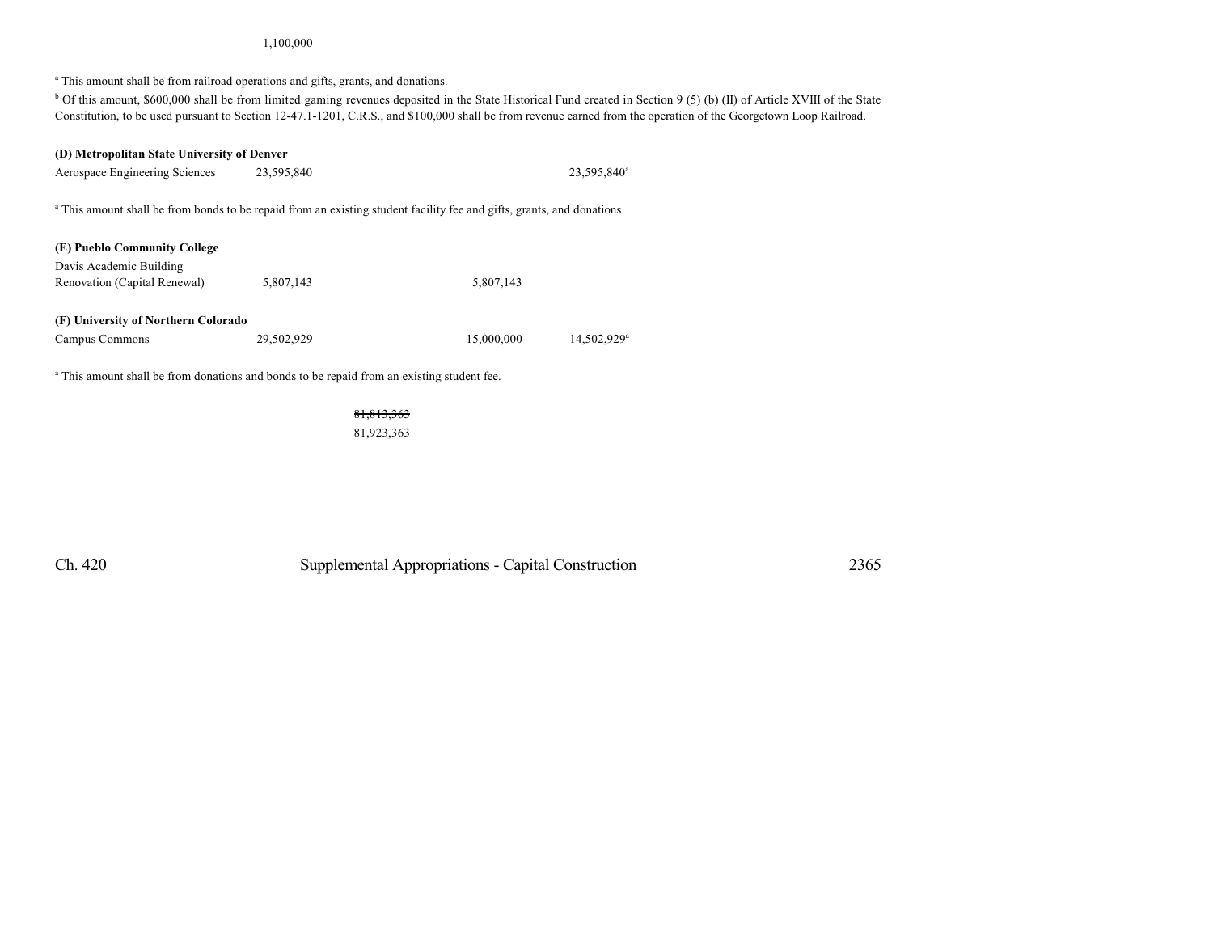1,100,000

[a] This amount shall be from railroad operations and gifts, grants, and donations.

[b] Of this amount, $600,000 shall be from limited gaming revenues deposited in the State Historical Fund created in Section 9 (5) (b) (II) of Article XVIII of the State Constitution, to be used pursuant to Section 12-47.1-1201, C.R.S., and $100,000 shall be from revenue earned from the operation of the Georgetown Loop Railroad.

**(D) Metropolitan State University of Denver**

| | | | | |
|---|---|---|---|---|
| Aerospace Engineering Sciences | 23,595,840 | | | 23,595,840[a] |

[a] This amount shall be from bonds to be repaid from an existing student facility fee and gifts, grants, and donations.

**(E) Pueblo Community College**

| | | | | |
|---|---|---|---|---|
| Davis Academic Building Renovation (Capital Renewal) | 5,807,143 | | 5,807,143 | |

**(F) University of Northern Colorado**

| | | | | |
|---|---|---|---|---|
| Campus Commons | 29,502,929 | | 15,000,000 | 14,502,929[a] |

[a] This amount shall be from donations and bonds to be repaid from an existing student fee.

~~81,813,363~~
81,923,363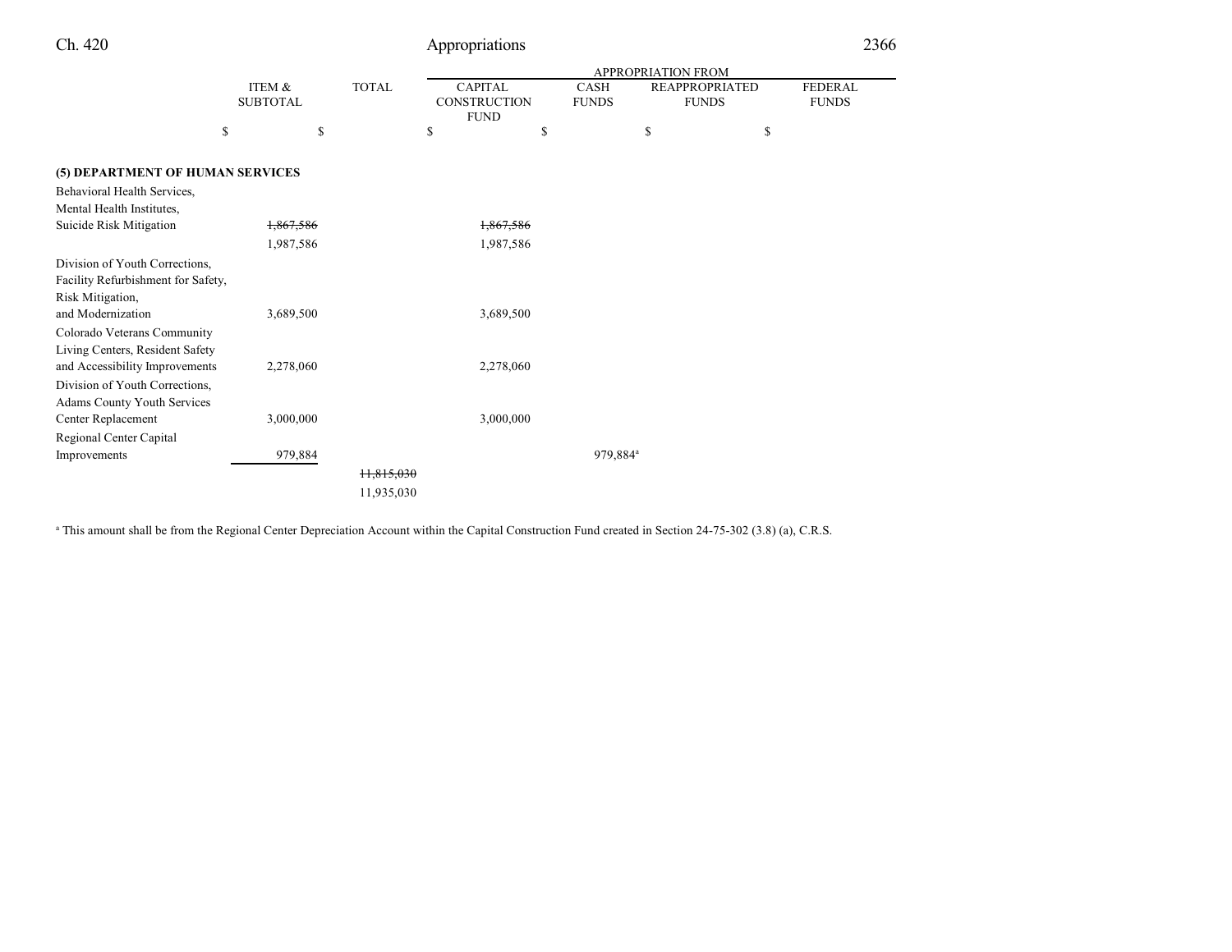| | ITEM & SUBTOTAL | TOTAL | APPROPRIATION FROM CAPITAL CONSTRUCTION FUND | CASH FUNDS | REAPPROPRIATED FUNDS | FEDERAL FUNDS |
|---|---|---|---|---|---|---|
| | $ | $ | $ | $ | $ | $ |
| **(5) DEPARTMENT OF HUMAN SERVICES** | | | | | | |
| Behavioral Health Services, Mental Health Institutes, Suicide Risk Mitigation | ~~1,867,586~~ 1,987,586 | | ~~1,867,586~~ 1,987,586 | | | |
| Division of Youth Corrections, Facility Refurbishment for Safety, Risk Mitigation, and Modernization | 3,689,500 | | 3,689,500 | | | |
| Colorado Veterans Community Living Centers, Resident Safety and Accessibility Improvements | 2,278,060 | | 2,278,060 | | | |
| Division of Youth Corrections, Adams County Youth Services Center Replacement | 3,000,000 | | 3,000,000 | | | |
| Regional Center Capital Improvements | 979,884 | | | 979,884[a] | | |
| | | ~~11,815,030~~ 11,935,030 | | | | |

[a] This amount shall be from the Regional Center Depreciation Account within the Capital Construction Fund created in Section 24-75-302 (3.8) (a), C.R.S.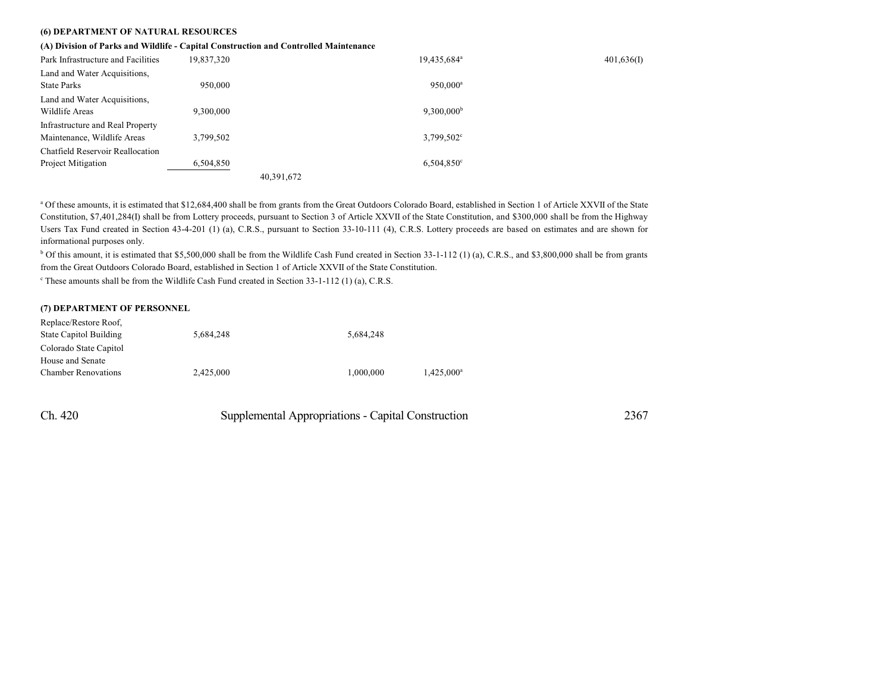**(6) DEPARTMENT OF NATURAL RESOURCES**

**(A) Division of Parks and Wildlife - Capital Construction and Controlled Maintenance**

| | | | | | |
|---|---|---|---|---|---|
| Park Infrastructure and Facilities | 19,837,320 | | | 19,435,684[a] | 401,636(I) |
| Land and Water Acquisitions, State Parks | 950,000 | | | 950,000[a] | |
| Land and Water Acquisitions, Wildlife Areas | 9,300,000 | | | 9,300,000[b] | |
| Infrastructure and Real Property Maintenance, Wildlife Areas | 3,799,502 | | | 3,799,502[c] | |
| Chatfield Reservoir Reallocation Project Mitigation | 6,504,850 | | | 6,504,850[c] | |
| | | 40,391,672 | | | |

[a] Of these amounts, it is estimated that $12,684,400 shall be from grants from the Great Outdoors Colorado Board, established in Section 1 of Article XXVII of the State Constitution, $7,401,284(I) shall be from Lottery proceeds, pursuant to Section 3 of Article XXVII of the State Constitution, and $300,000 shall be from the Highway Users Tax Fund created in Section 43-4-201 (1) (a), C.R.S., pursuant to Section 33-10-111 (4), C.R.S. Lottery proceeds are based on estimates and are shown for informational purposes only.

[b] Of this amount, it is estimated that $5,500,000 shall be from the Wildlife Cash Fund created in Section 33-1-112 (1) (a), C.R.S., and $3,800,000 shall be from grants from the Great Outdoors Colorado Board, established in Section 1 of Article XXVII of the State Constitution.

[c] These amounts shall be from the Wildlife Cash Fund created in Section 33-1-112 (1) (a), C.R.S.

**(7) DEPARTMENT OF PERSONNEL**

| | | | | | |
|---|---|---|---|---|---|
| Replace/Restore Roof, State Capitol Building | 5,684,248 | | 5,684,248 | | |
| Colorado State Capitol House and Senate Chamber Renovations | 2,425,000 | | 1,000,000 | 1,425,000[a] | |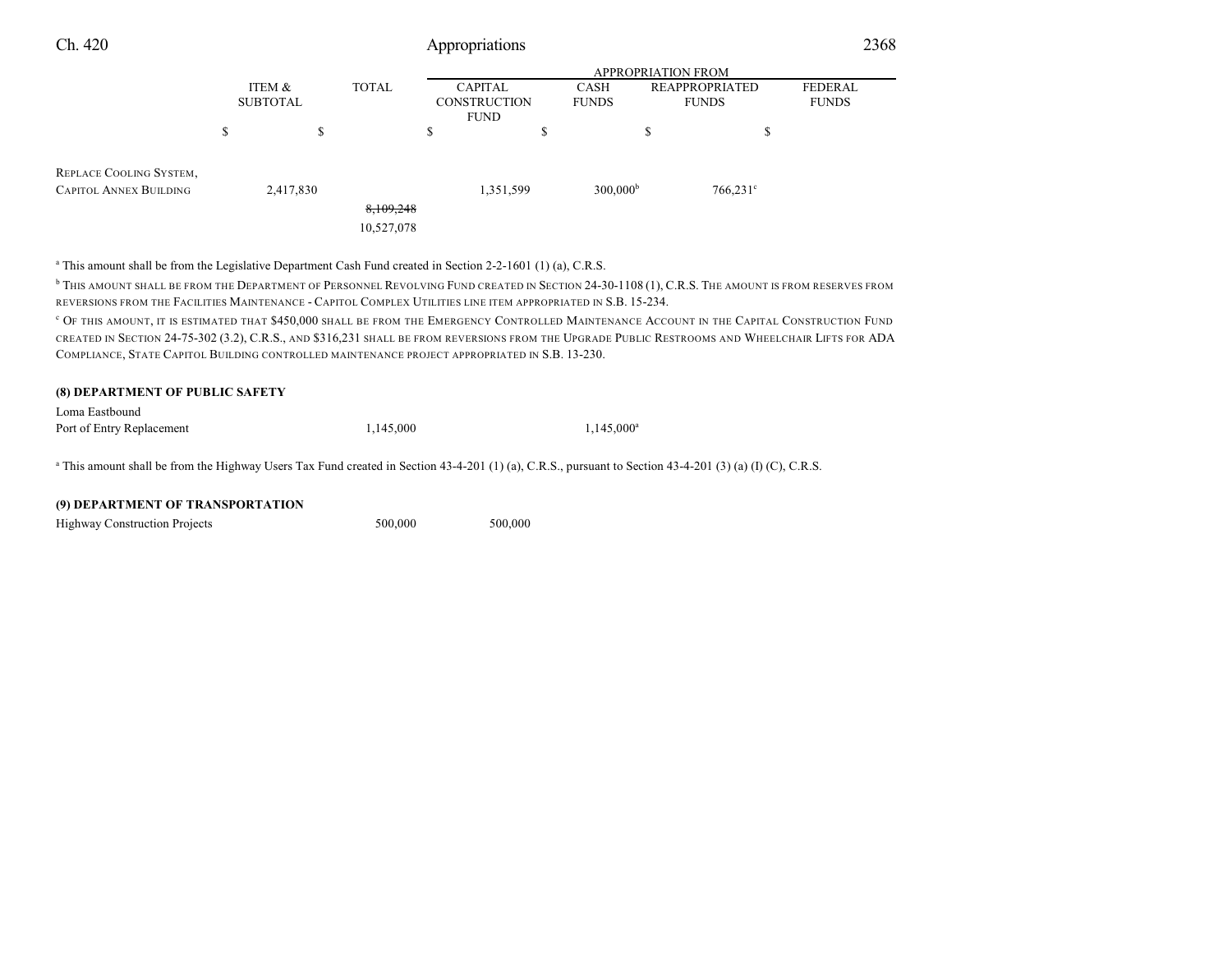| | ITEM & SUBTOTAL | TOTAL | CAPITAL CONSTRUCTION FUND | CASH FUNDS | REAPPROPRIATED FUNDS | FEDERAL FUNDS |
|---|---|---|---|---|---|---|
| | | | APPROPRIATION FROM | | | |
| | $ | $ | $ | $ | $ | $ |
| REPLACE COOLING SYSTEM, CAPITOL ANNEX BUILDING | 2,417,830 | | 1,351,599 | 300,000[b] | 766,231[c] | |
| | | ~~8,109,248~~ | | | | |
| | | 10,527,078 | | | | |

[a] This amount shall be from the Legislative Department Cash Fund created in Section 2-2-1601 (1) (a), C.R.S.

[b] THIS AMOUNT SHALL BE FROM THE DEPARTMENT OF PERSONNEL REVOLVING FUND CREATED IN SECTION 24-30-1108 (1), C.R.S. THE AMOUNT IS FROM RESERVES FROM REVERSIONS FROM THE FACILITIES MAINTENANCE - CAPITOL COMPLEX UTILITIES LINE ITEM APPROPRIATED IN S.B. 15-234.

[c] OF THIS AMOUNT, IT IS ESTIMATED THAT $450,000 SHALL BE FROM THE EMERGENCY CONTROLLED MAINTENANCE ACCOUNT IN THE CAPITAL CONSTRUCTION FUND CREATED IN SECTION 24-75-302 (3.2), C.R.S., AND $316,231 SHALL BE FROM REVERSIONS FROM THE UPGRADE PUBLIC RESTROOMS AND WHEELCHAIR LIFTS FOR ADA COMPLIANCE, STATE CAPITOL BUILDING CONTROLLED MAINTENANCE PROJECT APPROPRIATED IN S.B. 13-230.

**(8) DEPARTMENT OF PUBLIC SAFETY**

| | ITEM & SUBTOTAL | TOTAL | CAPITAL CONSTRUCTION FUND | CASH FUNDS | REAPPROPRIATED FUNDS | FEDERAL FUNDS |
|---|---|---|---|---|---|---|
| Loma Eastbound Port of Entry Replacement | | 1,145,000 | | 1,145,000[a] | | |

[a] This amount shall be from the Highway Users Tax Fund created in Section 43-4-201 (1) (a), C.R.S., pursuant to Section 43-4-201 (3) (a) (I) (C), C.R.S.

**(9) DEPARTMENT OF TRANSPORTATION**

| | ITEM & SUBTOTAL | TOTAL | CAPITAL CONSTRUCTION FUND | CASH FUNDS | REAPPROPRIATED FUNDS | FEDERAL FUNDS |
|---|---|---|---|---|---|---|
| Highway Construction Projects | | 500,000 | 500,000 | | | |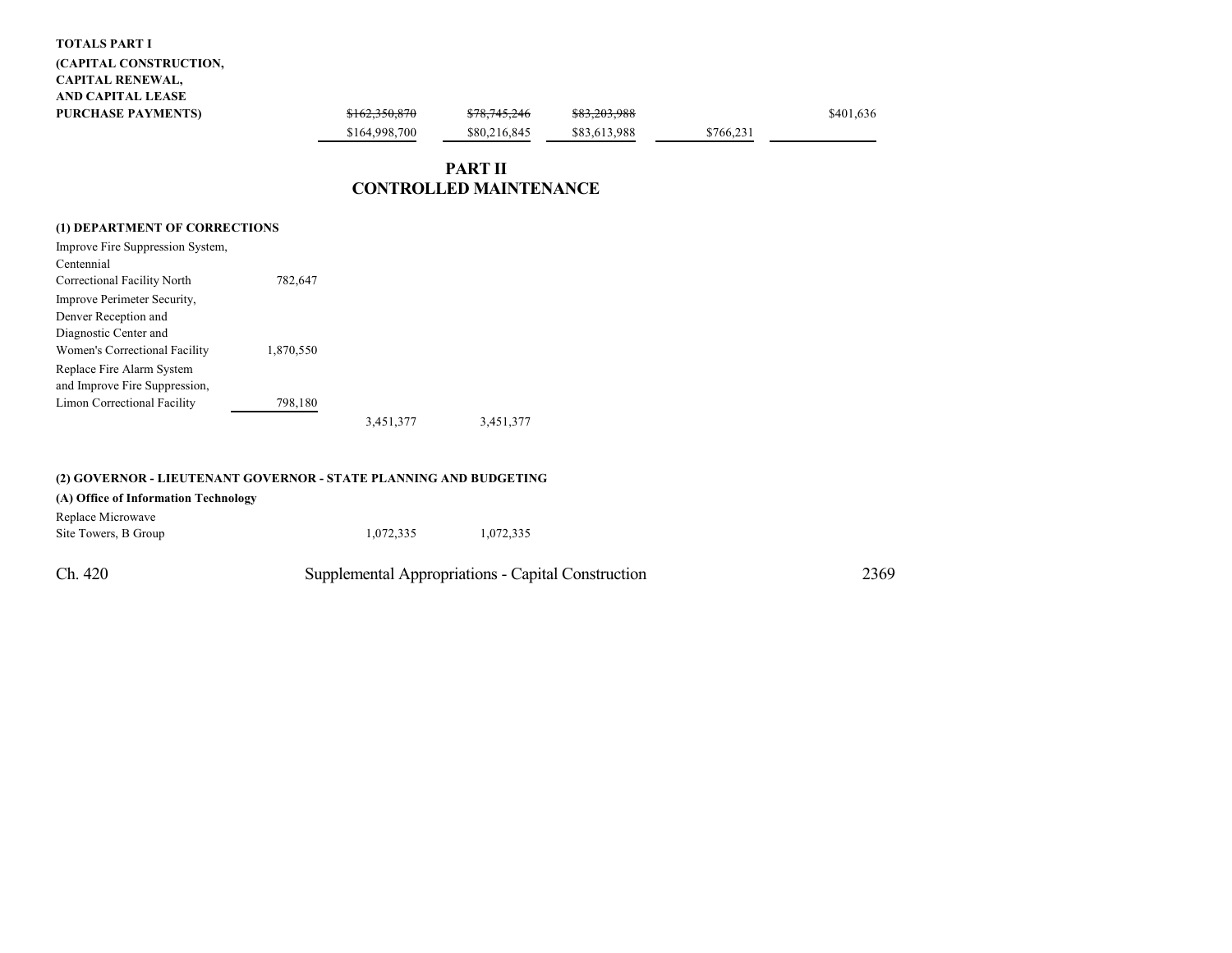| | | | | | | |
|---|---|---|---|---|---|---|
| **TOTALS PART I (CAPITAL CONSTRUCTION, CAPITAL RENEWAL, AND CAPITAL LEASE PURCHASE PAYMENTS)** | | ~~$162,350,870~~ $164,998,700 | ~~$78,745,246~~ $80,216,845 | ~~$83,203,988~~ $83,613,988 | $766,231 | $401,636 |

## PART II
## CONTROLLED MAINTENANCE

| | | | | | | |
|---|---|---|---|---|---|---|
| **(1) DEPARTMENT OF CORRECTIONS** | | | | | | |
| Improve Fire Suppression System, Centennial Correctional Facility North | 782,647 | | | | | |
| Improve Perimeter Security, Denver Reception and Diagnostic Center and Women's Correctional Facility | 1,870,550 | | | | | |
| Replace Fire Alarm System and Improve Fire Suppression, Limon Correctional Facility | 798,180 | | | | | |
| | | 3,451,377 | 3,451,377 | | | |
| **(2) GOVERNOR - LIEUTENANT GOVERNOR - STATE PLANNING AND BUDGETING** | | | | | | |
| **(A) Office of Information Technology** | | | | | | |
| Replace Microwave Site Towers, B Group | | 1,072,335 | 1,072,335 | | | |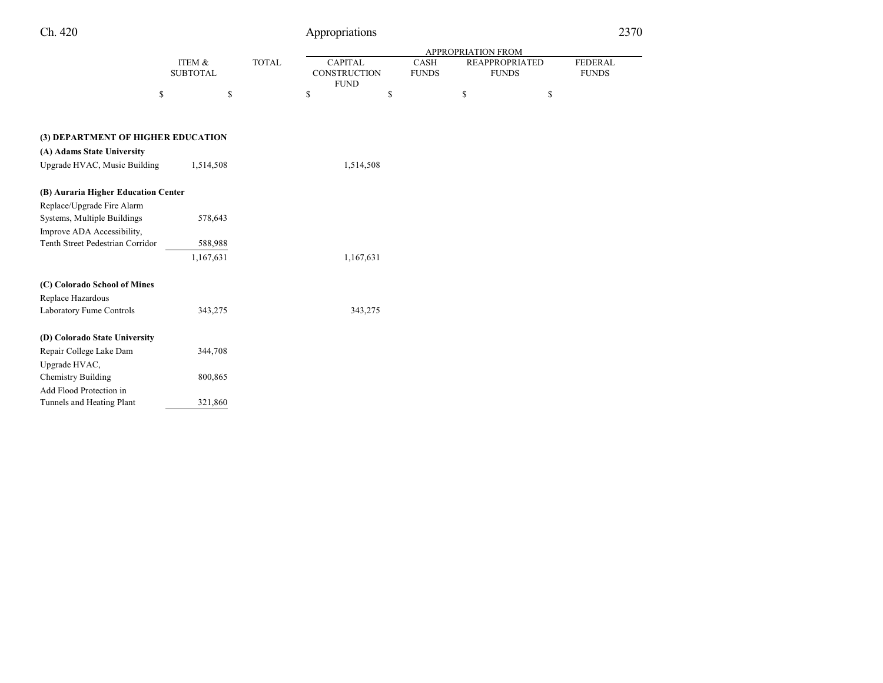| | ITEM & SUBTOTAL | TOTAL | APPROPRIATION FROM CAPITAL CONSTRUCTION FUND | CASH FUNDS | REAPPROPRIATED FUNDS | FEDERAL FUNDS |
|---|---|---|---|---|---|---|
| | $ | $ | $ | $ | $ | $ |
| **(3) DEPARTMENT OF HIGHER EDUCATION** | | | | | | |
| **(A) Adams State University** | | | | | | |
| Upgrade HVAC, Music Building | 1,514,508 | | 1,514,508 | | | |
| **(B) Auraria Higher Education Center** | | | | | | |
| Replace/Upgrade Fire Alarm Systems, Multiple Buildings | 578,643 | | | | | |
| Improve ADA Accessibility, Tenth Street Pedestrian Corridor | 588,988 | | | | | |
| | 1,167,631 | | 1,167,631 | | | |
| **(C) Colorado School of Mines** | | | | | | |
| Replace Hazardous Laboratory Fume Controls | 343,275 | | 343,275 | | | |
| **(D) Colorado State University** | | | | | | |
| Repair College Lake Dam | 344,708 | | | | | |
| Upgrade HVAC, Chemistry Building | 800,865 | | | | | |
| Add Flood Protection in Tunnels and Heating Plant | 321,860 | | | | | |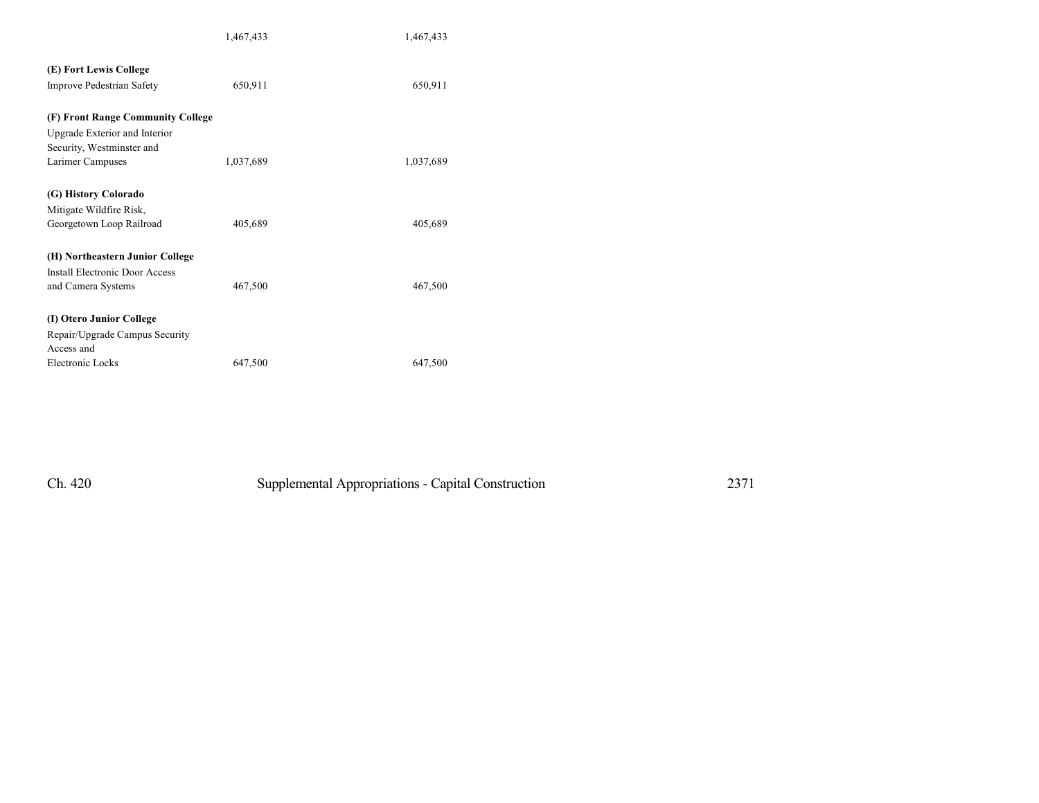| | | | | | |
|---|---|---|---|---|---|
| | 1,467,433 | | 1,467,433 | | |
| **(E) Fort Lewis College** | | | | | |
| Improve Pedestrian Safety | 650,911 | | 650,911 | | |
| **(F) Front Range Community College** | | | | | |
| Upgrade Exterior and Interior Security, Westminster and Larimer Campuses | 1,037,689 | | 1,037,689 | | |
| **(G) History Colorado** | | | | | |
| Mitigate Wildfire Risk, Georgetown Loop Railroad | 405,689 | | 405,689 | | |
| **(H) Northeastern Junior College** | | | | | |
| Install Electronic Door Access and Camera Systems | 467,500 | | 467,500 | | |
| **(I) Otero Junior College** | | | | | |
| Repair/Upgrade Campus Security Access and Electronic Locks | 647,500 | | 647,500 | | |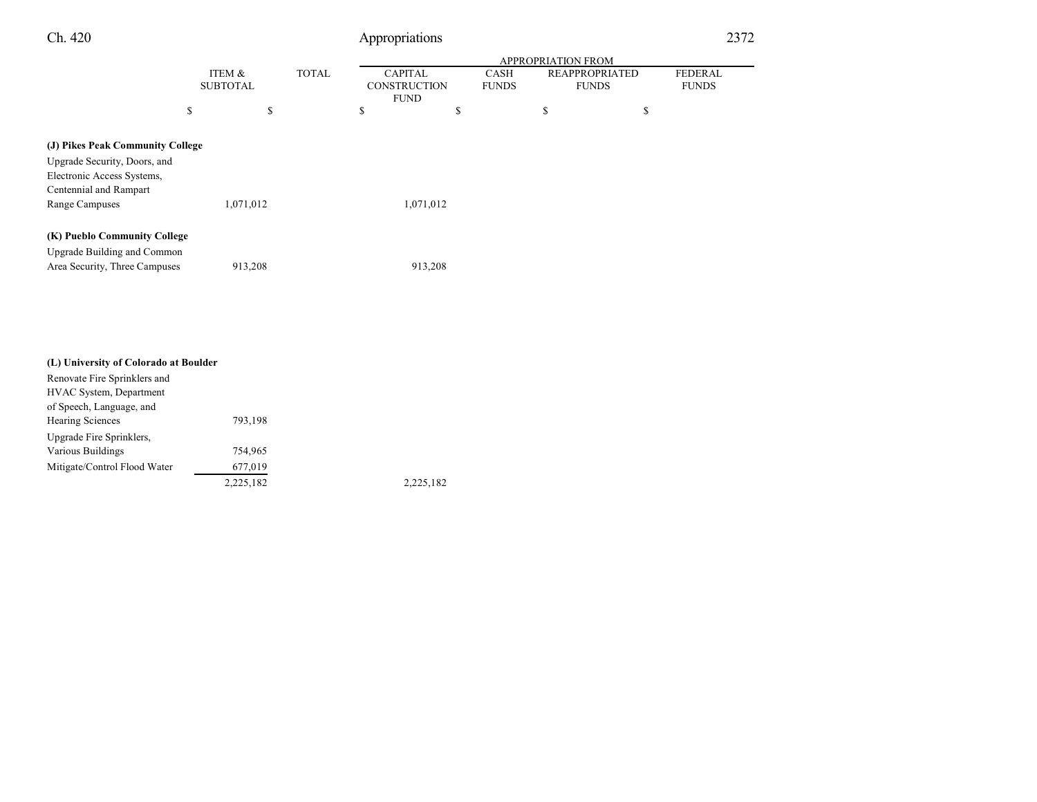| | ITEM & SUBTOTAL | TOTAL | APPROPRIATION FROM CAPITAL CONSTRUCTION FUND | CASH FUNDS | REAPPROPRIATED FUNDS | FEDERAL FUNDS |
|---|---|---|---|---|---|---|
| | $ | $ | $ | $ | $ | $ |
| **(J) Pikes Peak Community College** | | | | | | |
| Upgrade Security, Doors, and Electronic Access Systems, Centennial and Rampart Range Campuses | 1,071,012 | | 1,071,012 | | | |
| **(K) Pueblo Community College** | | | | | | |
| Upgrade Building and Common Area Security, Three Campuses | 913,208 | | 913,208 | | | |
| **(L) University of Colorado at Boulder** | | | | | | |
| Renovate Fire Sprinklers and HVAC System, Department of Speech, Language, and Hearing Sciences | 793,198 | | | | | |
| Upgrade Fire Sprinklers, Various Buildings | 754,965 | | | | | |
| Mitigate/Control Flood Water | 677,019 | | | | | |
| | 2,225,182 | | 2,225,182 | | | |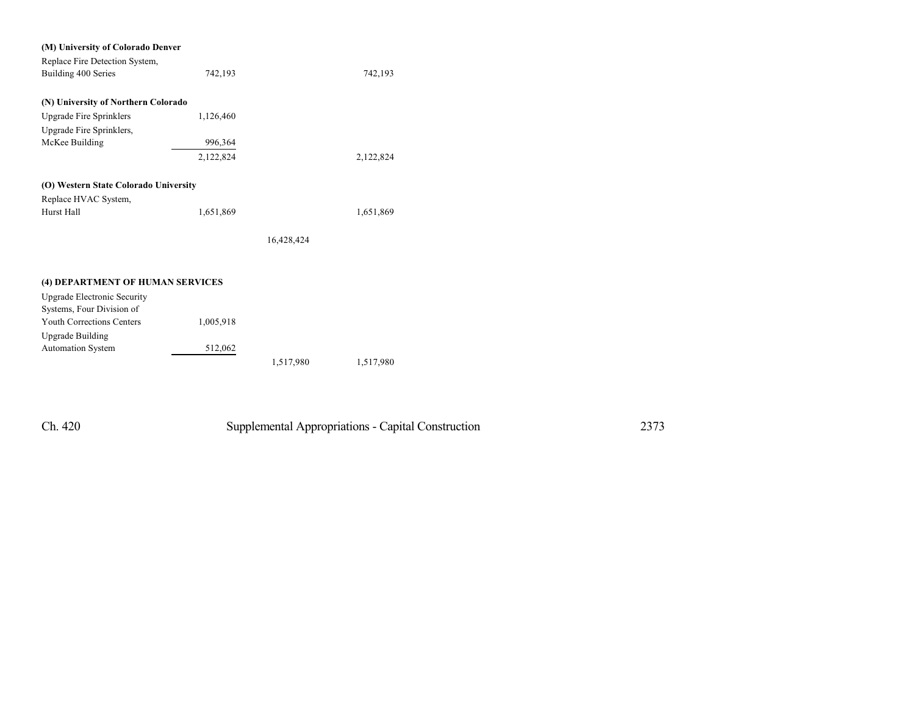| | | | |
|---|---|---|---|
| **(M) University of Colorado Denver** | | | |
| Replace Fire Detection System, Building 400 Series | 742,193 | | 742,193 |
| **(N) University of Northern Colorado** | | | |
| Upgrade Fire Sprinklers | 1,126,460 | | |
| Upgrade Fire Sprinklers, McKee Building | 996,364 | | |
| | 2,122,824 | | 2,122,824 |
| **(O) Western State Colorado University** | | | |
| Replace HVAC System, Hurst Hall | 1,651,869 | | 1,651,869 |
| | | 16,428,424 | |
| **(4) DEPARTMENT OF HUMAN SERVICES** | | | |
| Upgrade Electronic Security Systems, Four Division of Youth Corrections Centers | 1,005,918 | | |
| Upgrade Building Automation System | 512,062 | | |
| | | 1,517,980 | 1,517,980 |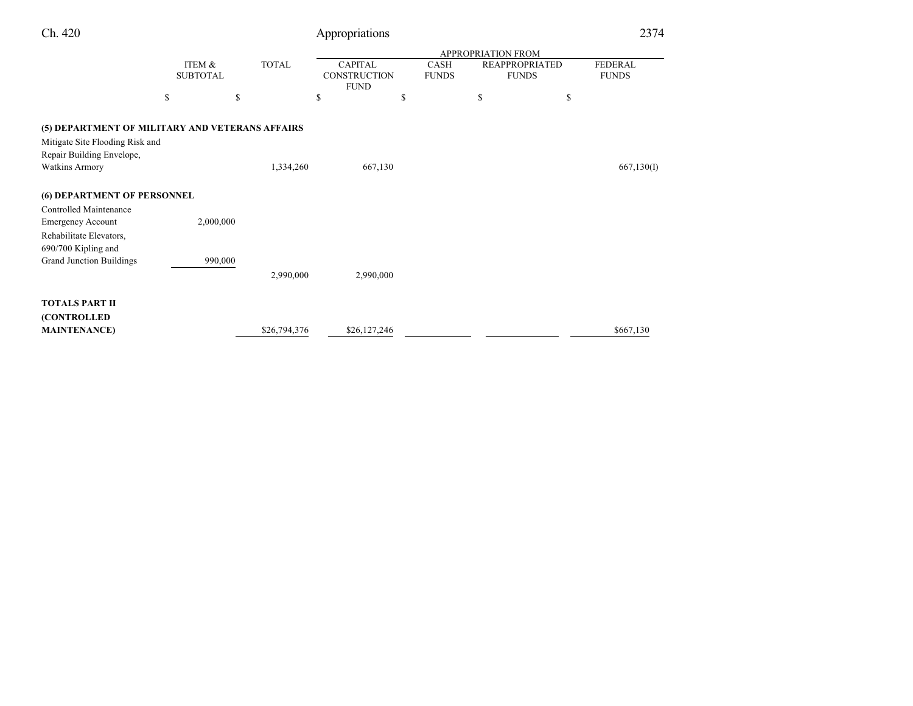| | ITEM & SUBTOTAL | TOTAL | APPROPRIATION FROM | | | |
|---|---|---|---|---|---|---|
| | | | CAPITAL CONSTRUCTION FUND | CASH FUNDS | REAPPROPRIATED FUNDS | FEDERAL FUNDS |
| | $ | $ | $ | $ | $ | $ |
| **(5) DEPARTMENT OF MILITARY AND VETERANS AFFAIRS** | | | | | | |
| Mitigate Site Flooding Risk and Repair Building Envelope, Watkins Armory | | 1,334,260 | 667,130 | | | 667,130(I) |
| **(6) DEPARTMENT OF PERSONNEL** | | | | | | |
| Controlled Maintenance Emergency Account | 2,000,000 | | | | | |
| Rehabilitate Elevators, 690/700 Kipling and Grand Junction Buildings | 990,000 | | | | | |
| | | 2,990,000 | 2,990,000 | | | |
| **TOTALS PART II (CONTROLLED MAINTENANCE)** | | $26,794,376 | $26,127,246 | | | $667,130 |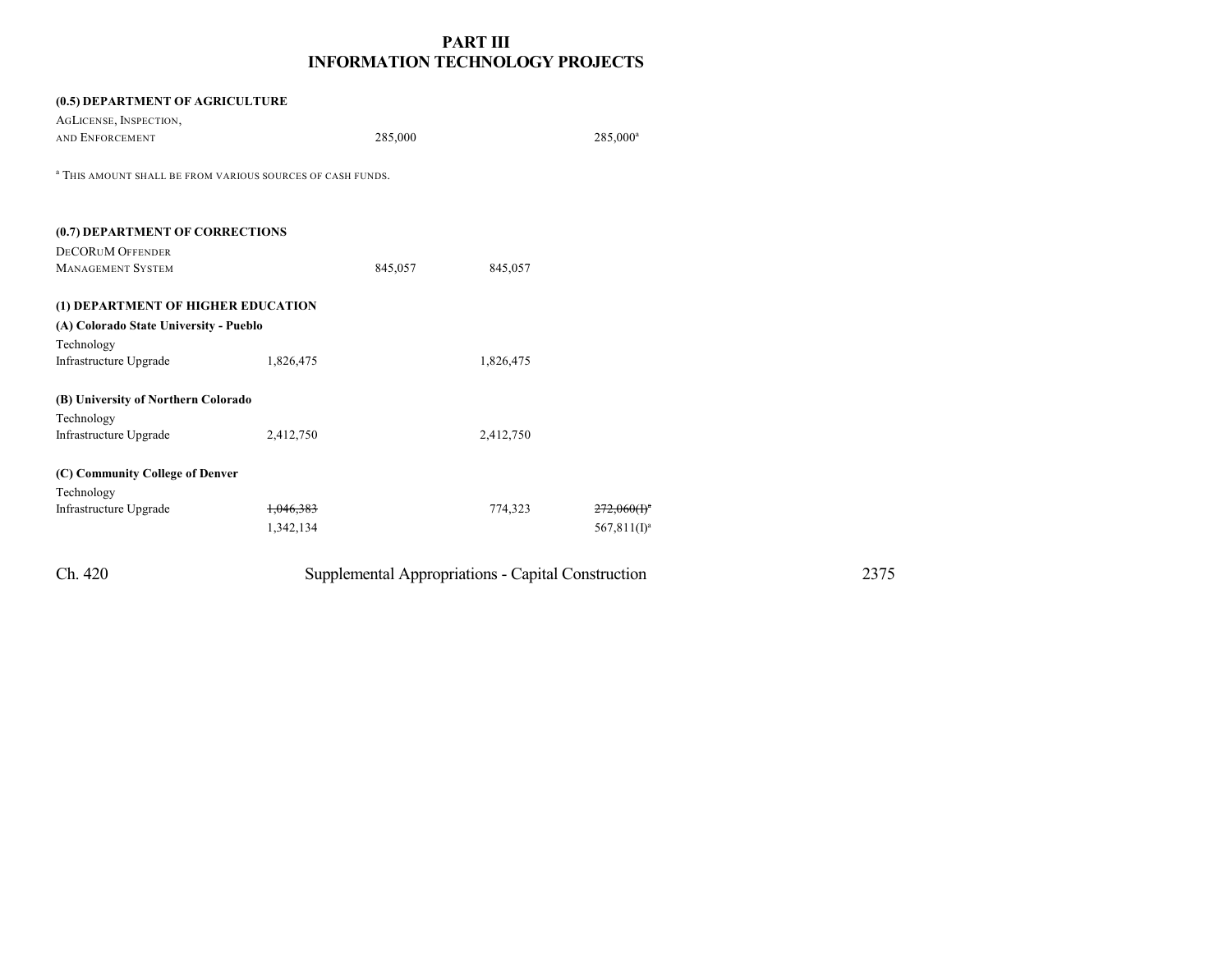# PART III
# INFORMATION TECHNOLOGY PROJECTS

| | | | | |
|---|---|---|---|---|
| **(0.5) DEPARTMENT OF AGRICULTURE** | | | | |
| AGLICENSE, INSPECTION, AND ENFORCEMENT | | 285,000 | | 285,000[a] |

[a] THIS AMOUNT SHALL BE FROM VARIOUS SOURCES OF CASH FUNDS.

| | | | | |
|---|---|---|---|---|
| **(0.7) DEPARTMENT OF CORRECTIONS** | | | | |
| DECORUM OFFENDER MANAGEMENT SYSTEM | | 845,057 | 845,057 | |
| **(1) DEPARTMENT OF HIGHER EDUCATION** | | | | |
| **(A) Colorado State University - Pueblo** | | | | |
| Technology Infrastructure Upgrade | 1,826,475 | | 1,826,475 | |
| **(B) University of Northern Colorado** | | | | |
| Technology Infrastructure Upgrade | 2,412,750 | | 2,412,750 | |
| **(C) Community College of Denver** | | | | |
| Technology Infrastructure Upgrade | ~~1,046,383~~ | | 774,323 | ~~272,060(I)~~[a] |
| | 1,342,134 | | | 567,811(I)[a] |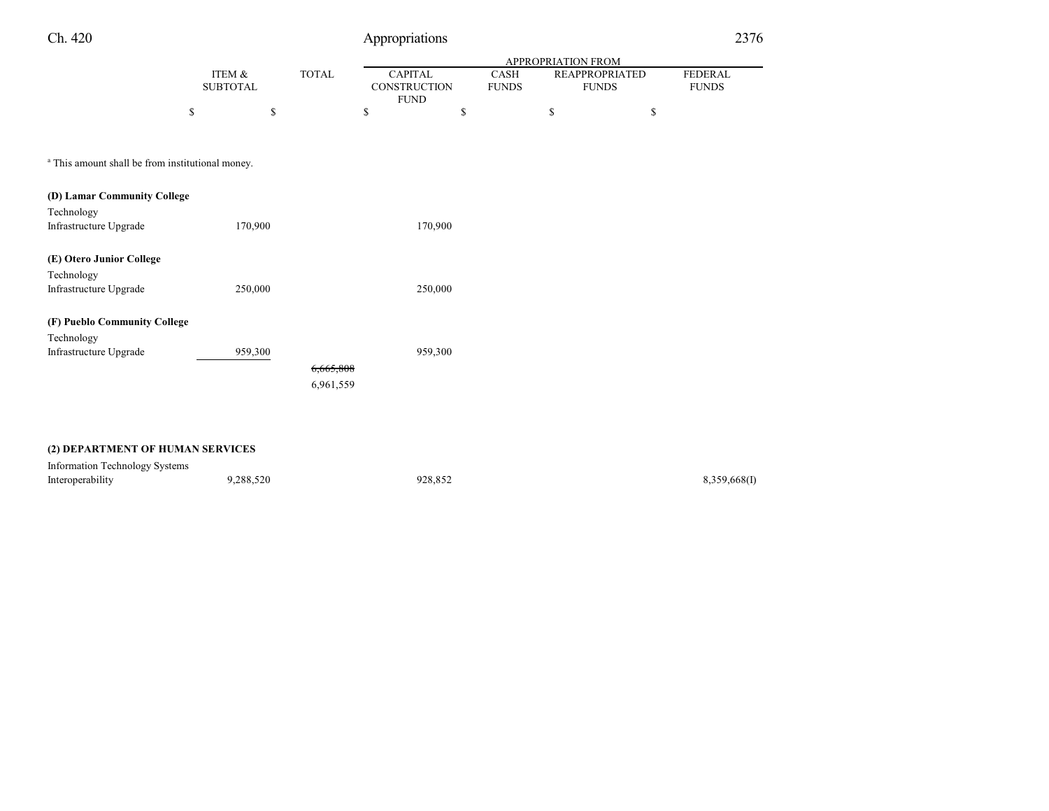| | ITEM & SUBTOTAL | TOTAL | APPROPRIATION FROM CAPITAL CONSTRUCTION FUND | CASH FUNDS | REAPPROPRIATED FUNDS | FEDERAL FUNDS |
|---|---|---|---|---|---|---|
| | $ | $ | $ | $ | $ | $ |

[a] This amount shall be from institutional money.

| | ITEM & SUBTOTAL | TOTAL | CAPITAL CONSTRUCTION FUND | CASH FUNDS | REAPPROPRIATED FUNDS | FEDERAL FUNDS |
|---|---|---|---|---|---|---|
| **(D) Lamar Community College** | | | | | | |
| Technology Infrastructure Upgrade | 170,900 | | 170,900 | | | |
| **(E) Otero Junior College** | | | | | | |
| Technology Infrastructure Upgrade | 250,000 | | 250,000 | | | |
| **(F) Pueblo Community College** | | | | | | |
| Technology Infrastructure Upgrade | 959,300 | | 959,300 | | | |
| | | ~~6,665,808~~ 6,961,559 | | | | |
| **(2) DEPARTMENT OF HUMAN SERVICES** | | | | | | |
| Information Technology Systems Interoperability | 9,288,520 | | 928,852 | | | 8,359,668(I) |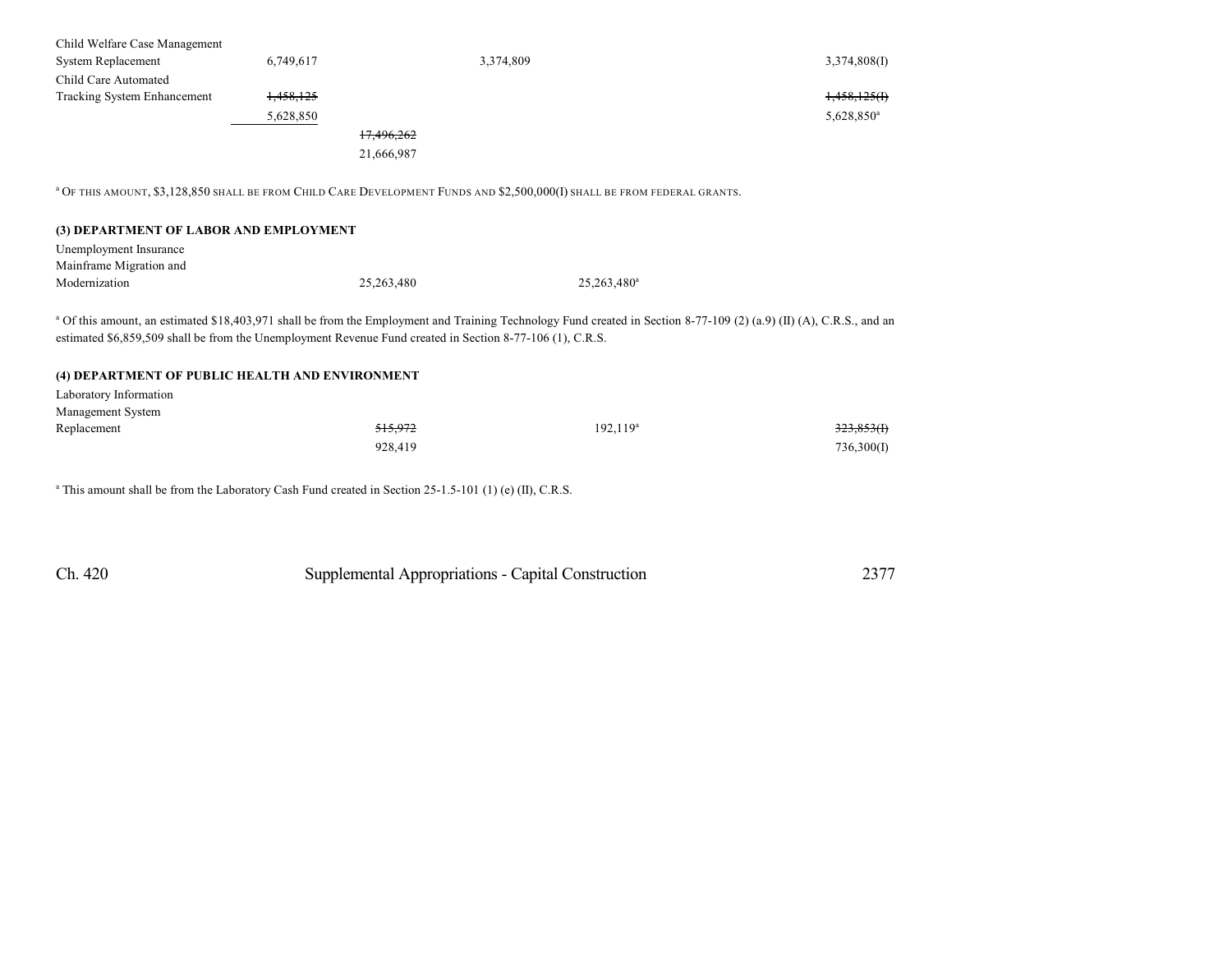| | | | | | | |
|---|---|---|---|---|---|---|
| Child Welfare Case Management System Replacement | 6,749,617 | | 3,374,809 | | | 3,374,808(I) |
| Child Care Automated Tracking System Enhancement | ~~1,458,125~~ 5,628,850 | | | | | ~~1,458,125(I)~~ 5,628,850[a] |
| | | ~~17,496,262~~ 21,666,987 | | | | |

[a] OF THIS AMOUNT, $3,128,850 SHALL BE FROM CHILD CARE DEVELOPMENT FUNDS AND $2,500,000(I) SHALL BE FROM FEDERAL GRANTS.

**(3) DEPARTMENT OF LABOR AND EMPLOYMENT**

| | | | | | | |
|---|---|---|---|---|---|---|
| Unemployment Insurance Mainframe Migration and Modernization | | 25,263,480 | | 25,263,480[a] | | |

[a] Of this amount, an estimated $18,403,971 shall be from the Employment and Training Technology Fund created in Section 8-77-109 (2) (a.9) (II) (A), C.R.S., and an estimated $6,859,509 shall be from the Unemployment Revenue Fund created in Section 8-77-106 (1), C.R.S.

**(4) DEPARTMENT OF PUBLIC HEALTH AND ENVIRONMENT**

| | | | | | | |
|---|---|---|---|---|---|---|
| Laboratory Information Management System Replacement | | ~~515,972~~ 928,419 | | 192,119[a] | | ~~323,853(I)~~ 736,300(I) |

[a] This amount shall be from the Laboratory Cash Fund created in Section 25-1.5-101 (1) (e) (II), C.R.S.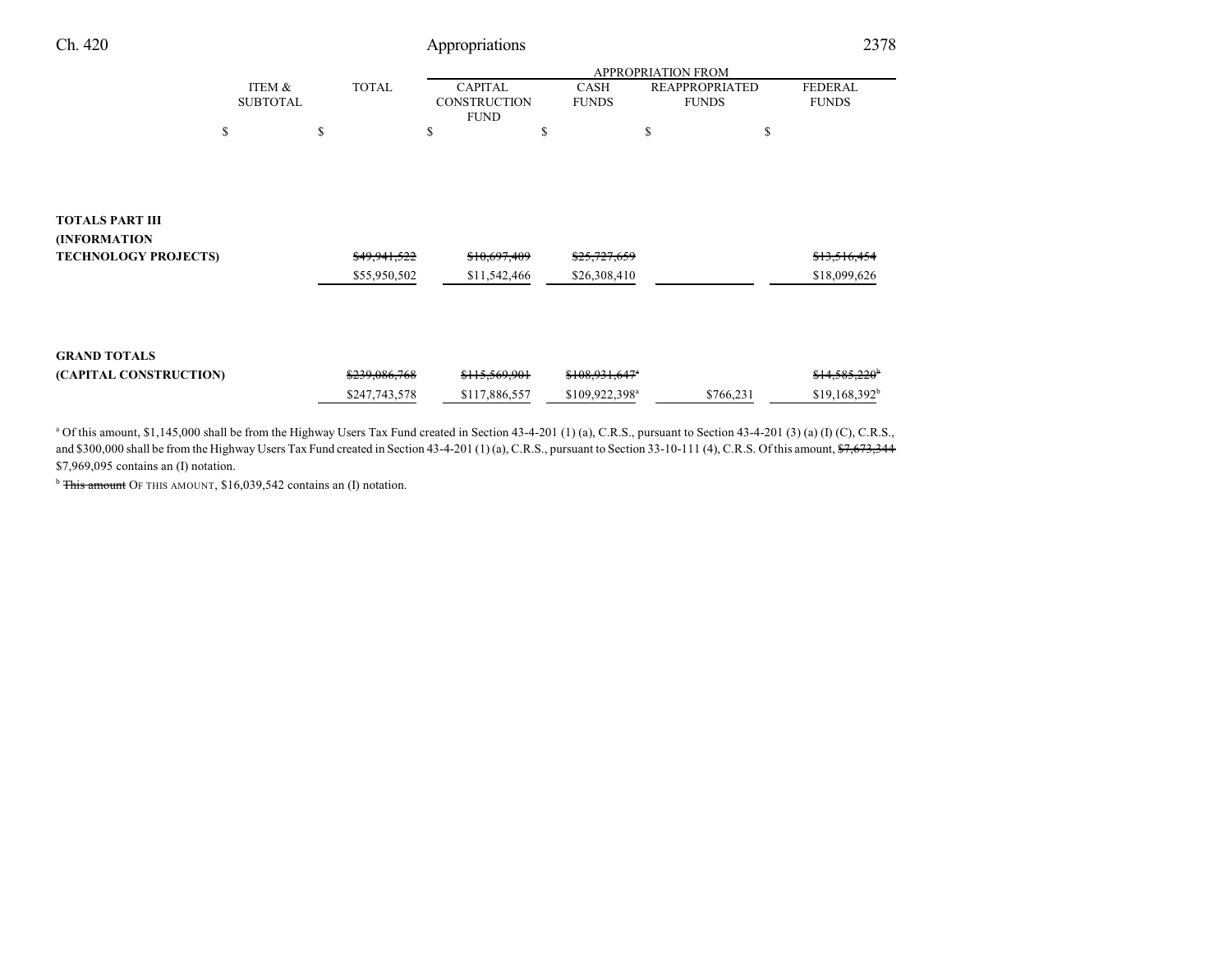| | ITEM & SUBTOTAL | TOTAL | APPROPRIATION FROM CAPITAL CONSTRUCTION FUND | CASH FUNDS | REAPPROPRIATED FUNDS | FEDERAL FUNDS |
|---|---|---|---|---|---|---|
| | $ | $ | $ | $ | $ | $ |
| **TOTALS PART III (INFORMATION TECHNOLOGY PROJECTS)** | | ~~$49,941,522~~ | ~~$10,697,409~~ | ~~$25,727,659~~ | | ~~$13,516,454~~ |
| | | $55,950,502 | $11,542,466 | $26,308,410 | | $18,099,626 |
| **GRAND TOTALS (CAPITAL CONSTRUCTION)** | | ~~$239,086,768~~ | ~~$115,569,901~~ | ~~$108,931,647~~[a] | | ~~$14,585,220~~[b] |
| | | $247,743,578 | $117,886,557 | $109,922,398[a] | $766,231 | $19,168,392[b] |

[a] Of this amount, $1,145,000 shall be from the Highway Users Tax Fund created in Section 43-4-201 (1) (a), C.R.S., pursuant to Section 43-4-201 (3) (a) (I) (C), C.R.S., and $300,000 shall be from the Highway Users Tax Fund created in Section 43-4-201 (1) (a), C.R.S., pursuant to Section 33-10-111 (4), C.R.S. Of this amount, ~~$7,673,344~~ $7,969,095 contains an (I) notation.

[b] ~~This amount~~ OF THIS AMOUNT, $16,039,542 contains an (I) notation.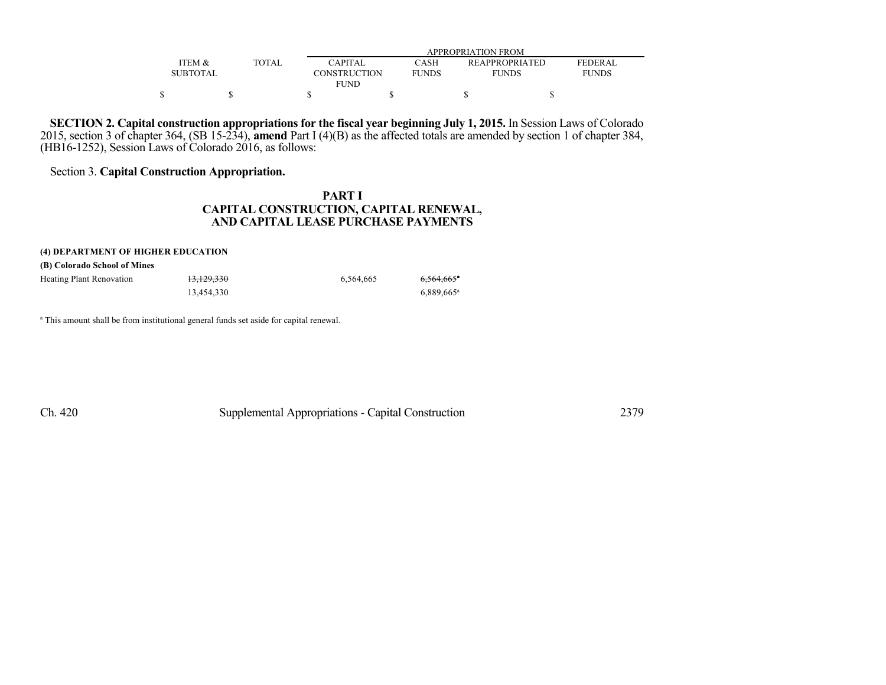| | ITEM & SUBTOTAL | TOTAL | APPROPRIATION FROM | | | |
|---|---|---|---|---|---|---|
| | | | CAPITAL CONSTRUCTION FUND | CASH FUNDS | REAPPROPRIATED FUNDS | FEDERAL FUNDS |
| | $ | $ | $ | $ | $ | $ |

**SECTION 2. Capital construction appropriations for the fiscal year beginning July 1, 2015.** In Session Laws of Colorado 2015, section 3 of chapter 364, (SB 15-234), **amend** Part I (4)(B) as the affected totals are amended by section 1 of chapter 384, (HB16-1252), Session Laws of Colorado 2016, as follows:

Section 3. **Capital Construction Appropriation.**

## PART I
## CAPITAL CONSTRUCTION, CAPITAL RENEWAL, AND CAPITAL LEASE PURCHASE PAYMENTS

**(4) DEPARTMENT OF HIGHER EDUCATION**

**(B) Colorado School of Mines**

| | ITEM & SUBTOTAL | TOTAL | CAPITAL CONSTRUCTION FUND | CASH FUNDS | REAPPROPRIATED FUNDS | FEDERAL FUNDS |
|---|---|---|---|---|---|---|
| Heating Plant Renovation | ~~13,129,330~~ | | 6,564,665 | ~~6,564,665~~[a] | | |
| | 13,454,330 | | | 6,889,665[a] | | |

[a] This amount shall be from institutional general funds set aside for capital renewal.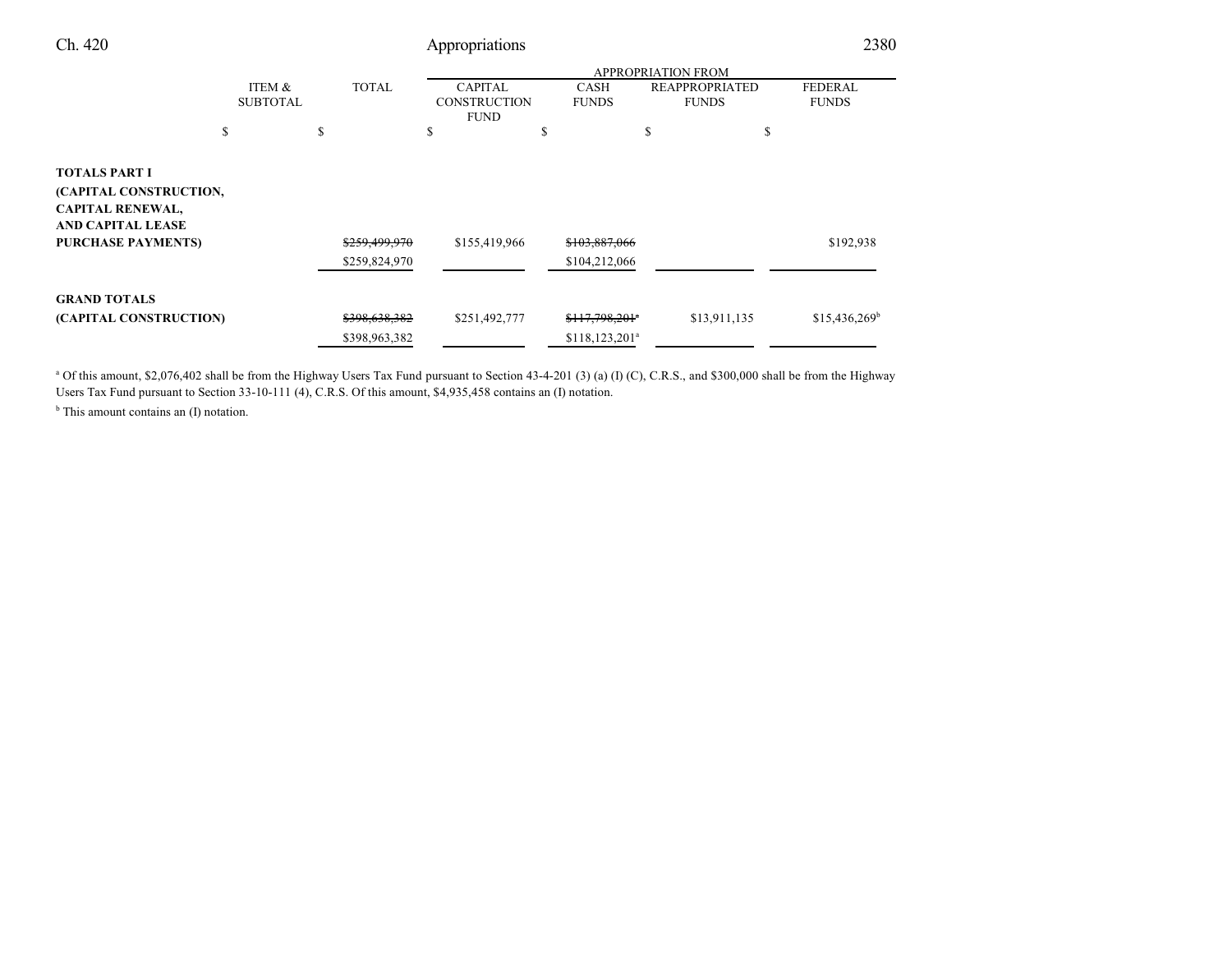| | ITEM & SUBTOTAL | TOTAL | APPROPRIATION FROM CAPITAL CONSTRUCTION FUND | CASH FUNDS | REAPPROPRIATED FUNDS | FEDERAL FUNDS |
|---|---|---|---|---|---|---|
| | $ | $ | $ | $ | $ | $ |
| **TOTALS PART I (CAPITAL CONSTRUCTION, CAPITAL RENEWAL, AND CAPITAL LEASE PURCHASE PAYMENTS)** | | ~~$259,499,970~~ $259,824,970 | $155,419,966 | ~~$103,887,066~~ $104,212,066 | | $192,938 |
| **GRAND TOTALS (CAPITAL CONSTRUCTION)** | | ~~$398,638,382~~ $398,963,382 | $251,492,777 | ~~$117,798,201~~[a] $118,123,201[a] | $13,911,135 | $15,436,269[b] |

[a] Of this amount, $2,076,402 shall be from the Highway Users Tax Fund pursuant to Section 43-4-201 (3) (a) (I) (C), C.R.S., and $300,000 shall be from the Highway Users Tax Fund pursuant to Section 33-10-111 (4), C.R.S. Of this amount, $4,935,458 contains an (I) notation.

[b] This amount contains an (I) notation.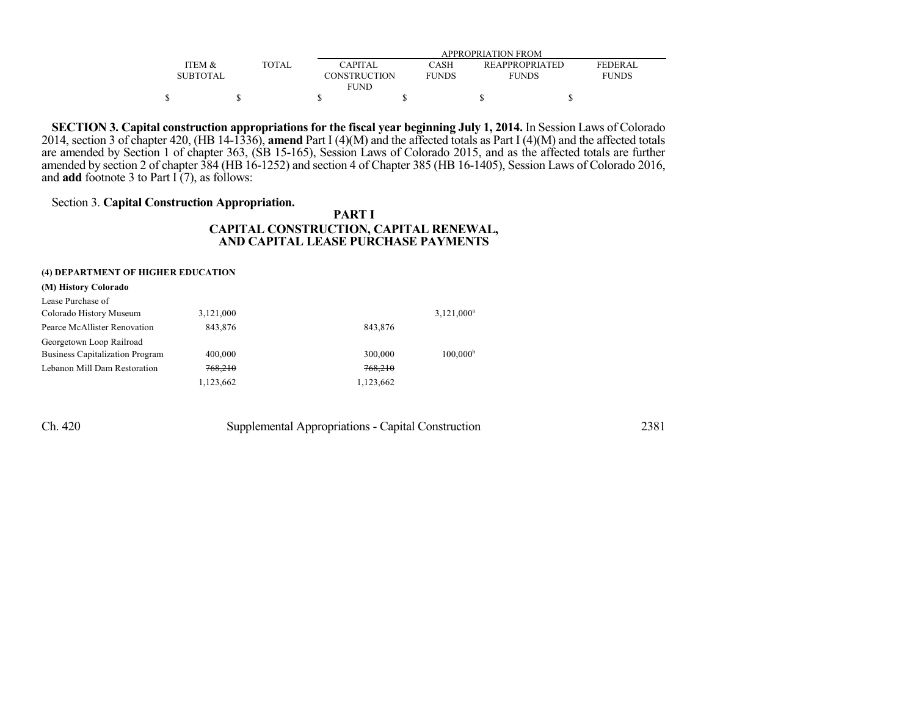| | ITEM & SUBTOTAL | TOTAL | APPROPRIATION FROM | | | |
|---|---|---|---|---|---|---|
| | | | CAPITAL CONSTRUCTION FUND | CASH FUNDS | REAPPROPRIATED FUNDS | FEDERAL FUNDS |
| | $ | $ | $ | $ | $ | $ |

**SECTION 3. Capital construction appropriations for the fiscal year beginning July 1, 2014.** In Session Laws of Colorado 2014, section 3 of chapter 420, (HB 14-1336), **amend** Part I (4)(M) and the affected totals as Part I (4)(M) and the affected totals are amended by Section 1 of chapter 363, (SB 15-165), Session Laws of Colorado 2015, and as the affected totals are further amended by section 2 of chapter 384 (HB 16-1252) and section 4 of Chapter 385 (HB 16-1405), Session Laws of Colorado 2016, and **add** footnote 3 to Part I (7), as follows:

Section 3. **Capital Construction Appropriation.**

**PART I**
**CAPITAL CONSTRUCTION, CAPITAL RENEWAL, AND CAPITAL LEASE PURCHASE PAYMENTS**

**(4) DEPARTMENT OF HIGHER EDUCATION**

**(M) History Colorado**

| | ITEM & SUBTOTAL | TOTAL | CAPITAL CONSTRUCTION FUND | CASH FUNDS | REAPPROPRIATED FUNDS | FEDERAL FUNDS |
|---|---|---|---|---|---|---|
| Lease Purchase of Colorado History Museum | 3,121,000 | | | 3,121,000[a] | | |
| Pearce McAllister Renovation | 843,876 | | 843,876 | | | |
| Georgetown Loop Railroad Business Capitalization Program | 400,000 | | 300,000 | 100,000[b] | | |
| Lebanon Mill Dam Restoration | ~~768,210~~ | | ~~768,210~~ | | | |
| | 1,123,662 | | 1,123,662 | | | |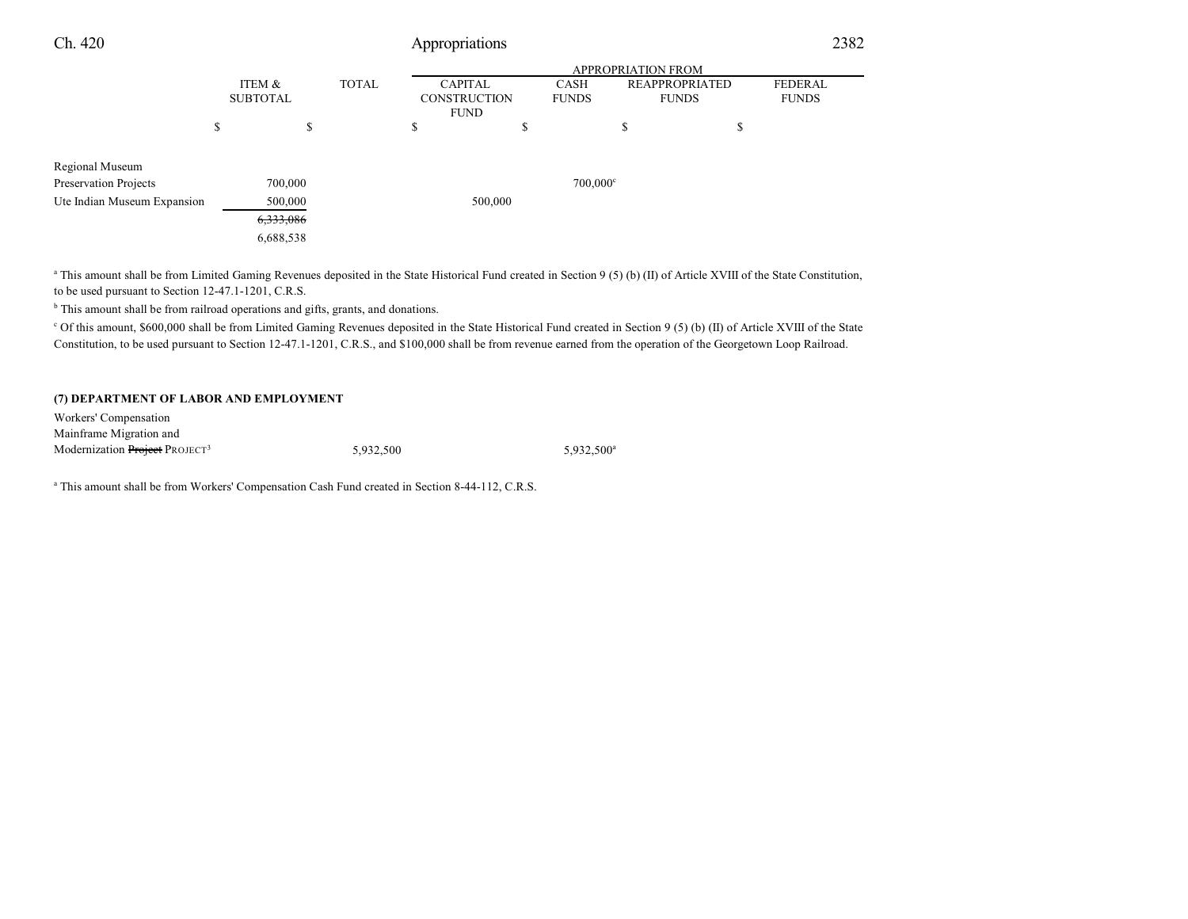| | ITEM & SUBTOTAL | TOTAL | APPROPRIATION FROM CAPITAL CONSTRUCTION FUND | CASH FUNDS | REAPPROPRIATED FUNDS | FEDERAL FUNDS |
|---|---|---|---|---|---|---|
| | $ | $ | $ | $ | $ | $ |
| Regional Museum Preservation Projects | 700,000 | | | 700,000[c] | | |
| Ute Indian Museum Expansion | 500,000 | | 500,000 | | | |
| | ~~6,333,086~~ | | | | | |
| | 6,688,538 | | | | | |

[a] This amount shall be from Limited Gaming Revenues deposited in the State Historical Fund created in Section 9 (5) (b) (II) of Article XVIII of the State Constitution, to be used pursuant to Section 12-47.1-1201, C.R.S.

[b] This amount shall be from railroad operations and gifts, grants, and donations.

[c] Of this amount, $600,000 shall be from Limited Gaming Revenues deposited in the State Historical Fund created in Section 9 (5) (b) (II) of Article XVIII of the State Constitution, to be used pursuant to Section 12-47.1-1201, C.R.S., and $100,000 shall be from revenue earned from the operation of the Georgetown Loop Railroad.

**(7) DEPARTMENT OF LABOR AND EMPLOYMENT**

| | ITEM & SUBTOTAL | TOTAL | CAPITAL CONSTRUCTION FUND | CASH FUNDS | REAPPROPRIATED FUNDS | FEDERAL FUNDS |
|---|---|---|---|---|---|---|
| Workers' Compensation Mainframe Migration and Modernization ~~Project~~ PROJECT[3] | | 5,932,500 | | 5,932,500[a] | | |

[a] This amount shall be from Workers' Compensation Cash Fund created in Section 8-44-112, C.R.S.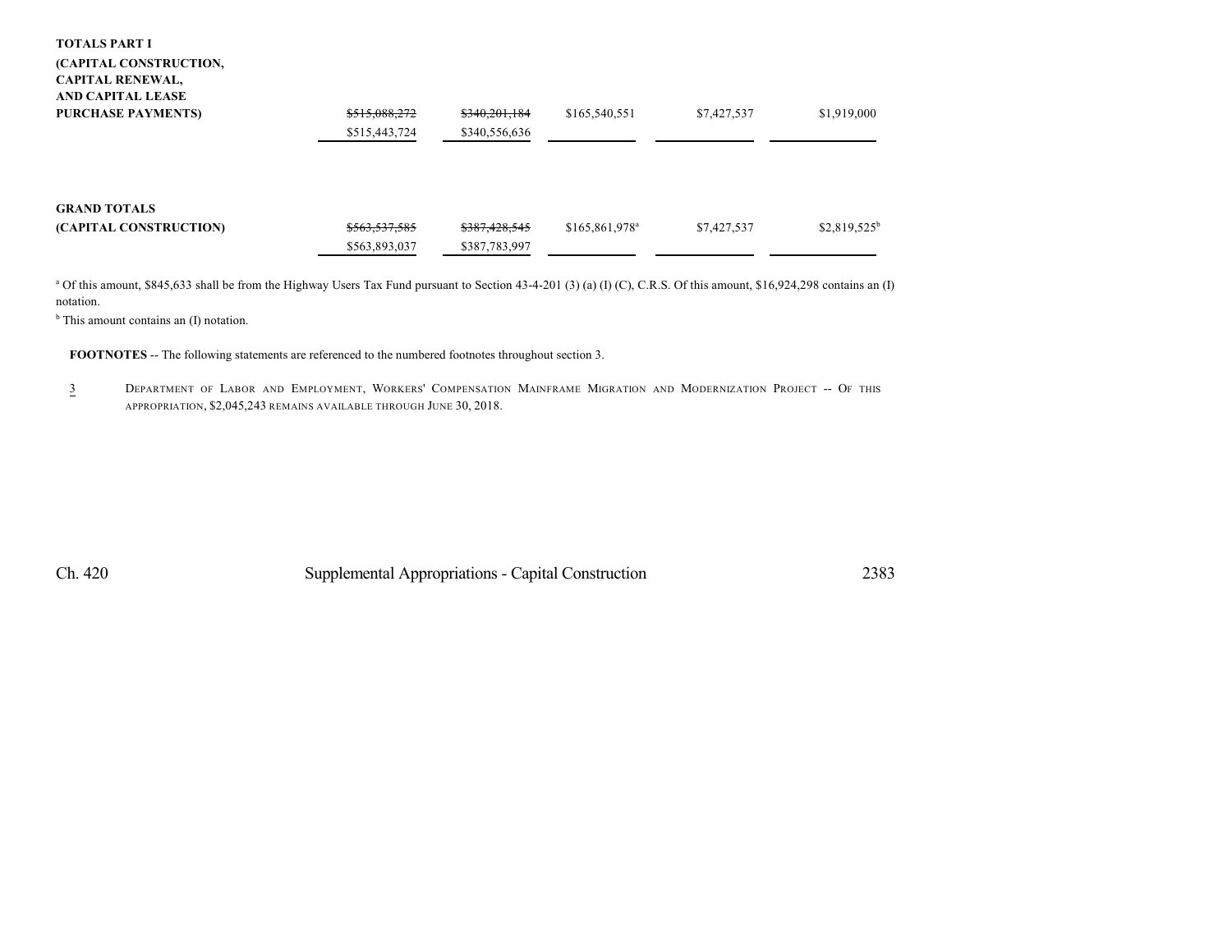| | | | | | |
|---|---|---|---|---|---|
| **TOTALS PART I (CAPITAL CONSTRUCTION, CAPITAL RENEWAL, AND CAPITAL LEASE PURCHASE PAYMENTS)** | ~~$515,088,272~~ $515,443,724 | ~~$340,201,184~~ $340,556,636 | $165,540,551 | $7,427,537 | $1,919,000 |
| **GRAND TOTALS (CAPITAL CONSTRUCTION)** | ~~$563,537,585~~ $563,893,037 | ~~$387,428,545~~ $387,783,997 | $165,861,978[a] | $7,427,537 | $2,819,525[b] |

[a] Of this amount, $845,633 shall be from the Highway Users Tax Fund pursuant to Section 43-4-201 (3) (a) (I) (C), C.R.S. Of this amount, $16,924,298 contains an (I) notation.

[b] This amount contains an (I) notation.

**FOOTNOTES** -- The following statements are referenced to the numbered footnotes throughout section 3.

<u>3</u> DEPARTMENT OF LABOR AND EMPLOYMENT, WORKERS' COMPENSATION MAINFRAME MIGRATION AND MODERNIZATION PROJECT -- OF THIS APPROPRIATION, $2,045,243 REMAINS AVAILABLE THROUGH JUNE 30, 2018.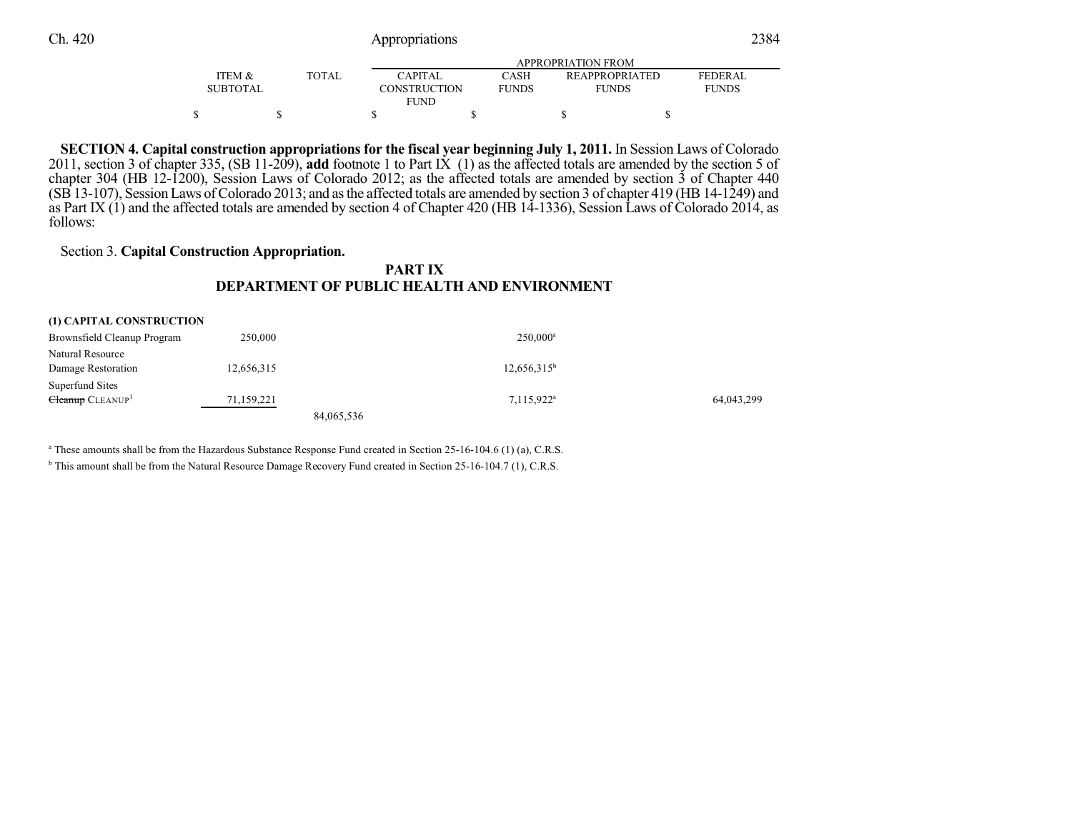| | ITEM & SUBTOTAL | TOTAL | APPROPRIATION FROM CAPITAL CONSTRUCTION FUND | CASH FUNDS | REAPPROPRIATED FUNDS | FEDERAL FUNDS |
|---|---|---|---|---|---|---|
| | $ | $ | $ | $ | $ | $ |

**SECTION 4. Capital construction appropriations for the fiscal year beginning July 1, 2011.** In Session Laws of Colorado 2011, section 3 of chapter 335, (SB 11-209), **add** footnote 1 to Part IX (1) as the affected totals are amended by the section 5 of chapter 304 (HB 12-1200), Session Laws of Colorado 2012; as the affected totals are amended by section 3 of Chapter 440 (SB 13-107), Session Laws of Colorado 2013; and as the affected totals are amended by section 3 of chapter 419 (HB 14-1249) and as Part IX (1) and the affected totals are amended by section 4 of Chapter 420 (HB 14-1336), Session Laws of Colorado 2014, as follows:

Section 3. **Capital Construction Appropriation.**

## PART IX
## DEPARTMENT OF PUBLIC HEALTH AND ENVIRONMENT

| | ITEM & SUBTOTAL | TOTAL | CAPITAL CONSTRUCTION FUND | CASH FUNDS | REAPPROPRIATED FUNDS | FEDERAL FUNDS |
|---|---|---|---|---|---|---|
| **(1) CAPITAL CONSTRUCTION** | | | | | | |
| Brownsfield Cleanup Program | 250,000 | | | 250,000[a] | | |
| Natural Resource Damage Restoration | 12,656,315 | | | 12,656,315[b] | | |
| Superfund Sites ~~Cleanup~~ CLEANUP[1] | 71,159,221 | | | 7,115,922[a] | | 64,043,299 |
| | | 84,065,536 | | | | |

[a] These amounts shall be from the Hazardous Substance Response Fund created in Section 25-16-104.6 (1) (a), C.R.S.

[b] This amount shall be from the Natural Resource Damage Recovery Fund created in Section 25-16-104.7 (1), C.R.S.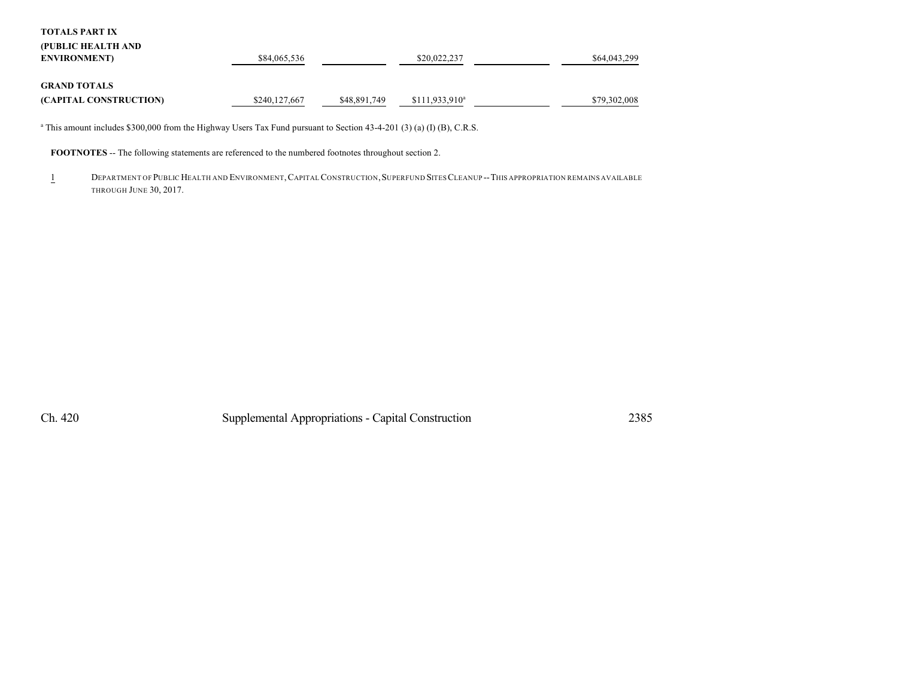| | | | | | |
|---|---|---|---|---|---|
| **TOTALS PART IX (PUBLIC HEALTH AND ENVIRONMENT)** | $84,065,536 | | $20,022,237 | | $64,043,299 |
| **GRAND TOTALS (CAPITAL CONSTRUCTION)** | $240,127,667 | $48,891,749 | $111,933,910[a] | | $79,302,008 |

[a] This amount includes $300,000 from the Highway Users Tax Fund pursuant to Section 43-4-201 (3) (a) (I) (B), C.R.S.

**FOOTNOTES** -- The following statements are referenced to the numbered footnotes throughout section 2.

1 DEPARTMENT OF PUBLIC HEALTH AND ENVIRONMENT, CAPITAL CONSTRUCTION, SUPERFUND SITES CLEANUP -- THIS APPROPRIATION REMAINS AVAILABLE THROUGH JUNE 30, 2017.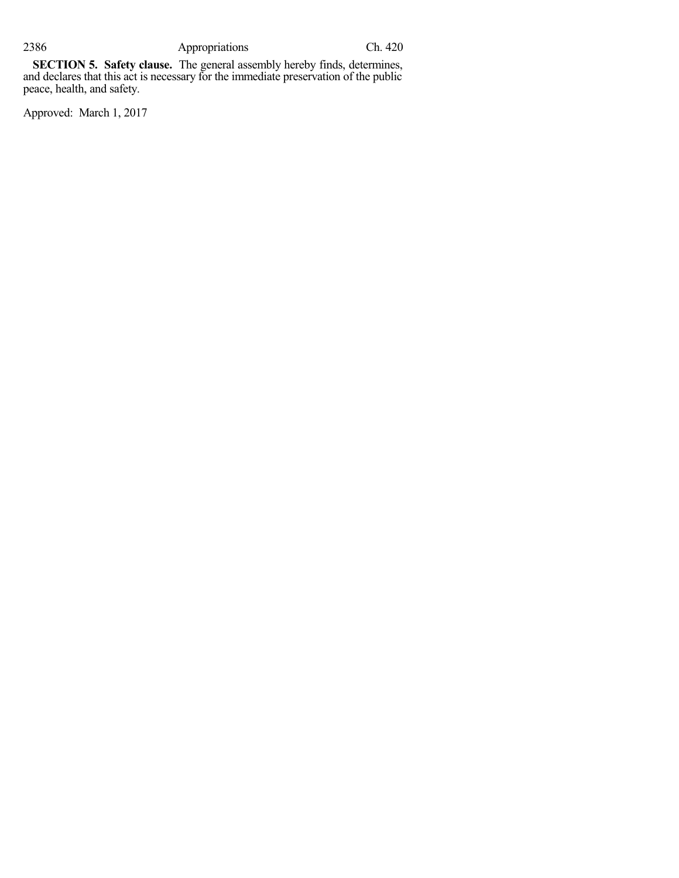**SECTION 5. Safety clause.** The general assembly hereby finds, determines, and declares that this act is necessary for the immediate preservation of the public peace, health, and safety.

Approved: March 1, 2017